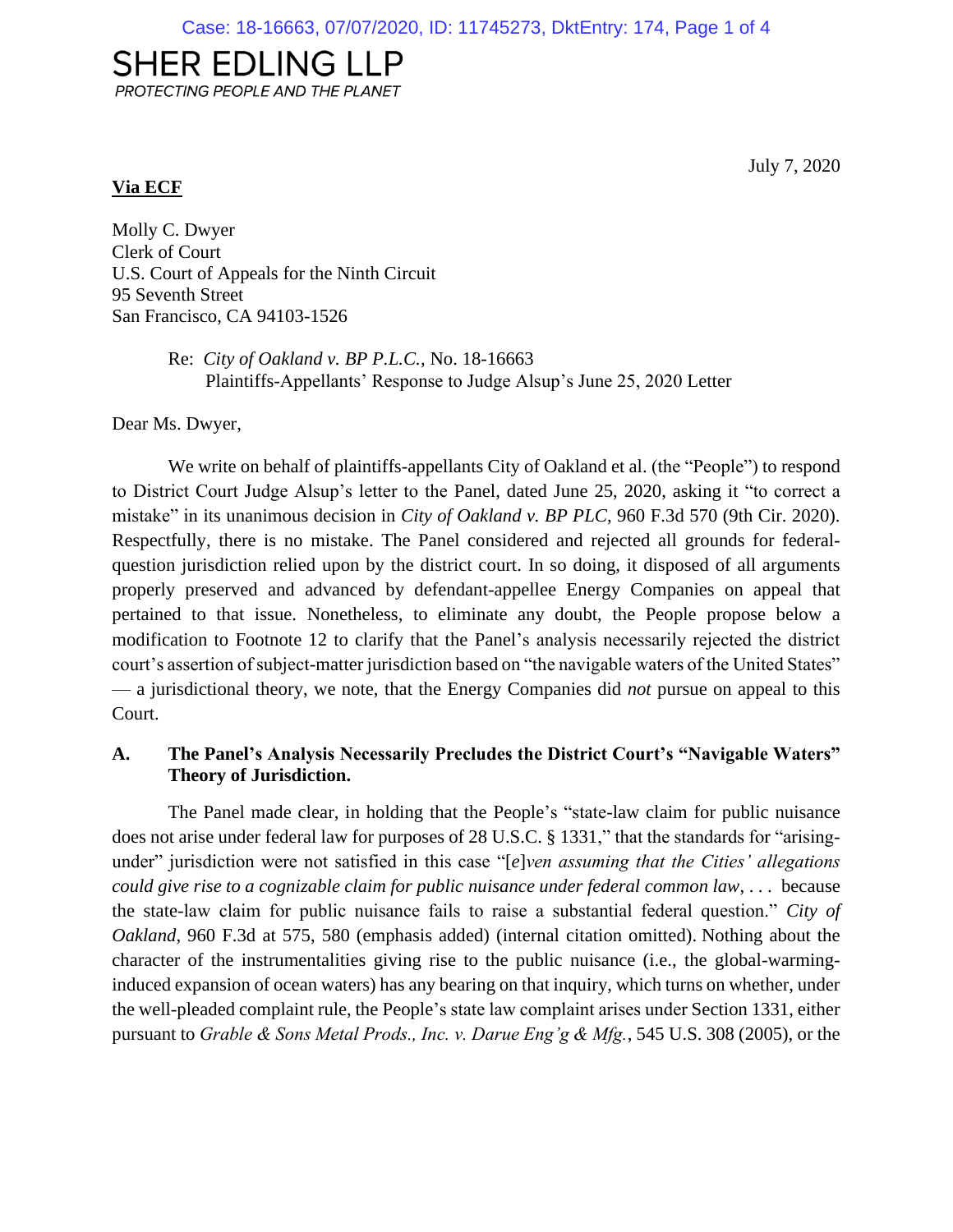SHER EDLING LLP

*PROTECTING PEOPLE AND THE PLANET*

July 7, 2020

**Via ECF**

Molly C. Dwyer
Clerk of Court
U.S. Court of Appeals for the Ninth Circuit
95 Seventh Street
San Francisco, CA 94103-1526

Re: *City of Oakland v. BP P.L.C.*, No. 18-16663
Plaintiffs-Appellants' Response to Judge Alsup's June 25, 2020 Letter

Dear Ms. Dwyer,

We write on behalf of plaintiffs-appellants City of Oakland et al. (the "People") to respond to District Court Judge Alsup's letter to the Panel, dated June 25, 2020, asking it "to correct a mistake" in its unanimous decision in *City of Oakland v. BP PLC*, 960 F.3d 570 (9th Cir. 2020). Respectfully, there is no mistake. The Panel considered and rejected all grounds for federal-question jurisdiction relied upon by the district court. In so doing, it disposed of all arguments properly preserved and advanced by defendant-appellee Energy Companies on appeal that pertained to that issue. Nonetheless, to eliminate any doubt, the People propose below a modification to Footnote 12 to clarify that the Panel's analysis necessarily rejected the district court's assertion of subject-matter jurisdiction based on "the navigable waters of the United States" — a jurisdictional theory, we note, that the Energy Companies did *not* pursue on appeal to this Court.

## A. The Panel's Analysis Necessarily Precludes the District Court's "Navigable Waters" Theory of Jurisdiction.

The Panel made clear, in holding that the People's "state-law claim for public nuisance does not arise under federal law for purposes of 28 U.S.C. § 1331," that the standards for "arising-under" jurisdiction were not satisfied in this case "[*e*]*ven assuming that the Cities' allegations could give rise to a cognizable claim for public nuisance under federal common law*, . . . because the state-law claim for public nuisance fails to raise a substantial federal question." *City of Oakland*, 960 F.3d at 575, 580 (emphasis added) (internal citation omitted). Nothing about the character of the instrumentalities giving rise to the public nuisance (i.e., the global-warming-induced expansion of ocean waters) has any bearing on that inquiry, which turns on whether, under the well-pleaded complaint rule, the People's state law complaint arises under Section 1331, either pursuant to *Grable & Sons Metal Prods., Inc. v. Darue Eng'g & Mfg.*, 545 U.S. 308 (2005), or the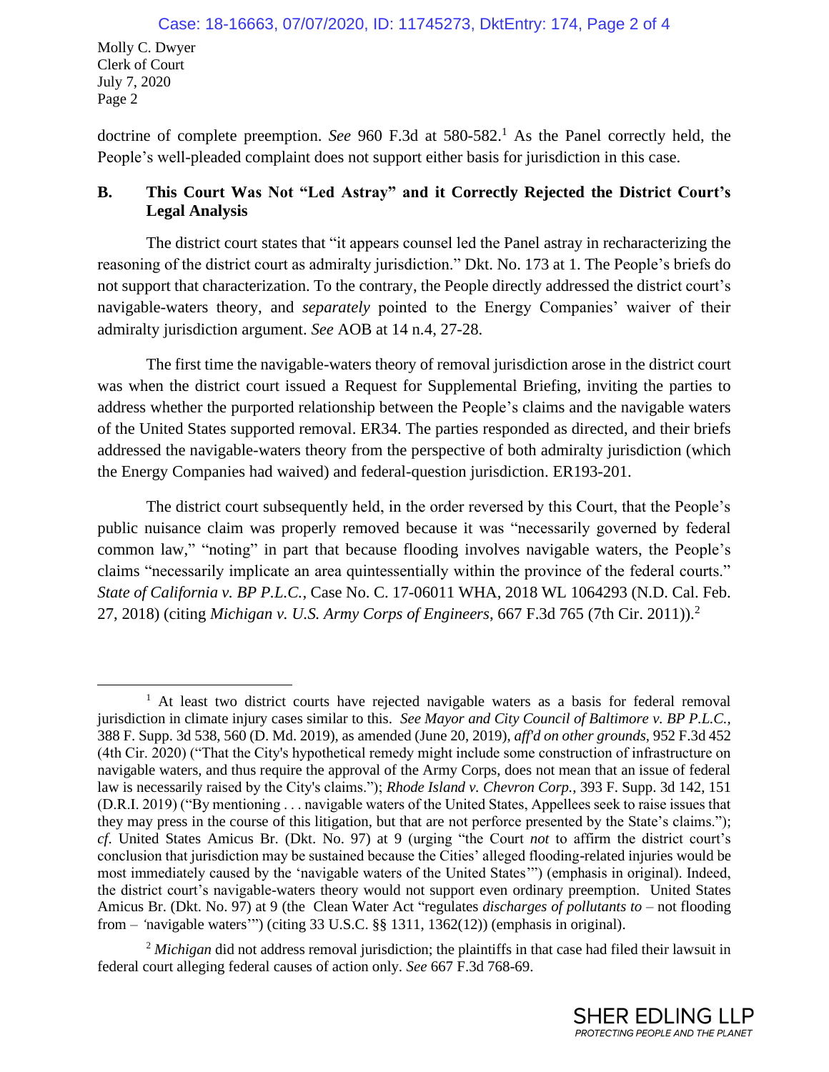doctrine of complete preemption. *See* 960 F.3d at 580-582.[1] As the Panel correctly held, the People's well-pleaded complaint does not support either basis for jurisdiction in this case.

**B. This Court Was Not "Led Astray" and it Correctly Rejected the District Court's Legal Analysis**

The district court states that "it appears counsel led the Panel astray in recharacterizing the reasoning of the district court as admiralty jurisdiction." Dkt. No. 173 at 1. The People's briefs do not support that characterization. To the contrary, the People directly addressed the district court's navigable-waters theory, and *separately* pointed to the Energy Companies' waiver of their admiralty jurisdiction argument. *See* AOB at 14 n.4, 27-28.

The first time the navigable-waters theory of removal jurisdiction arose in the district court was when the district court issued a Request for Supplemental Briefing, inviting the parties to address whether the purported relationship between the People's claims and the navigable waters of the United States supported removal. ER34. The parties responded as directed, and their briefs addressed the navigable-waters theory from the perspective of both admiralty jurisdiction (which the Energy Companies had waived) and federal-question jurisdiction. ER193-201.

The district court subsequently held, in the order reversed by this Court, that the People's public nuisance claim was properly removed because it was "necessarily governed by federal common law," "noting" in part that because flooding involves navigable waters, the People's claims "necessarily implicate an area quintessentially within the province of the federal courts." *State of California v. BP P.L.C.*, Case No. C. 17-06011 WHA, 2018 WL 1064293 (N.D. Cal. Feb. 27, 2018) (citing *Michigan v. U.S. Army Corps of Engineers*, 667 F.3d 765 (7th Cir. 2011)).[2]

---

[1] At least two district courts have rejected navigable waters as a basis for federal removal jurisdiction in climate injury cases similar to this. *See Mayor and City Council of Baltimore v. BP P.L.C.*, 388 F. Supp. 3d 538, 560 (D. Md. 2019), as amended (June 20, 2019), *aff'd on other grounds*, 952 F.3d 452 (4th Cir. 2020) ("That the City's hypothetical remedy might include some construction of infrastructure on navigable waters, and thus require the approval of the Army Corps, does not mean that an issue of federal law is necessarily raised by the City's claims."); *Rhode Island v. Chevron Corp.*, 393 F. Supp. 3d 142, 151 (D.R.I. 2019) ("By mentioning . . . navigable waters of the United States, Appellees seek to raise issues that they may press in the course of this litigation, but that are not perforce presented by the State's claims."); *cf*. United States Amicus Br. (Dkt. No. 97) at 9 (urging "the Court *not* to affirm the district court's conclusion that jurisdiction may be sustained because the Cities' alleged flooding-related injuries would be most immediately caused by the 'navigable waters of the United States'") (emphasis in original). Indeed, the district court's navigable-waters theory would not support even ordinary preemption. United States Amicus Br. (Dkt. No. 97) at 9 (the Clean Water Act "regulates *discharges of pollutants to* – not flooding from – 'navigable waters'") (citing 33 U.S.C. §§ 1311, 1362(12)) (emphasis in original).

[2] *Michigan* did not address removal jurisdiction; the plaintiffs in that case had filed their lawsuit in federal court alleging federal causes of action only. *See* 667 F.3d 768-69.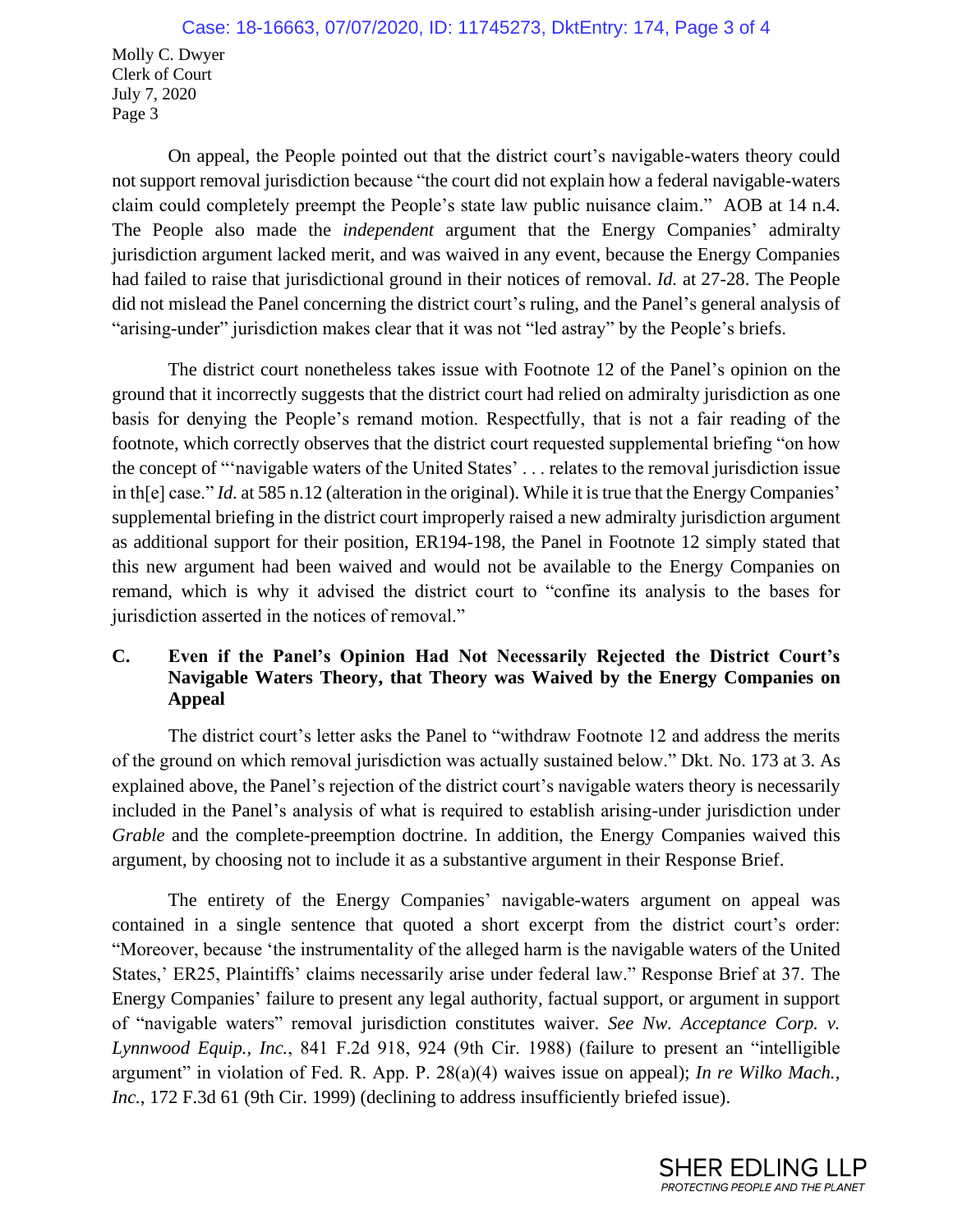Molly C. Dwyer
Clerk of Court
July 7, 2020
Page 3

On appeal, the People pointed out that the district court's navigable-waters theory could not support removal jurisdiction because "the court did not explain how a federal navigable-waters claim could completely preempt the People's state law public nuisance claim." AOB at 14 n.4. The People also made the *independent* argument that the Energy Companies' admiralty jurisdiction argument lacked merit, and was waived in any event, because the Energy Companies had failed to raise that jurisdictional ground in their notices of removal. *Id.* at 27-28. The People did not mislead the Panel concerning the district court's ruling, and the Panel's general analysis of "arising-under" jurisdiction makes clear that it was not "led astray" by the People's briefs.

The district court nonetheless takes issue with Footnote 12 of the Panel's opinion on the ground that it incorrectly suggests that the district court had relied on admiralty jurisdiction as one basis for denying the People's remand motion. Respectfully, that is not a fair reading of the footnote, which correctly observes that the district court requested supplemental briefing "on how the concept of "'navigable waters of the United States' . . . relates to the removal jurisdiction issue in th[e] case." *Id.* at 585 n.12 (alteration in the original). While it is true that the Energy Companies' supplemental briefing in the district court improperly raised a new admiralty jurisdiction argument as additional support for their position, ER194-198, the Panel in Footnote 12 simply stated that this new argument had been waived and would not be available to the Energy Companies on remand, which is why it advised the district court to "confine its analysis to the bases for jurisdiction asserted in the notices of removal."

### C. Even if the Panel's Opinion Had Not Necessarily Rejected the District Court's Navigable Waters Theory, that Theory was Waived by the Energy Companies on Appeal

The district court's letter asks the Panel to "withdraw Footnote 12 and address the merits of the ground on which removal jurisdiction was actually sustained below." Dkt. No. 173 at 3. As explained above, the Panel's rejection of the district court's navigable waters theory is necessarily included in the Panel's analysis of what is required to establish arising-under jurisdiction under *Grable* and the complete-preemption doctrine. In addition, the Energy Companies waived this argument, by choosing not to include it as a substantive argument in their Response Brief.

The entirety of the Energy Companies' navigable-waters argument on appeal was contained in a single sentence that quoted a short excerpt from the district court's order: "Moreover, because 'the instrumentality of the alleged harm is the navigable waters of the United States,' ER25, Plaintiffs' claims necessarily arise under federal law." Response Brief at 37. The Energy Companies' failure to present any legal authority, factual support, or argument in support of "navigable waters" removal jurisdiction constitutes waiver. *See Nw. Acceptance Corp. v. Lynnwood Equip., Inc.*, 841 F.2d 918, 924 (9th Cir. 1988) (failure to present an "intelligible argument" in violation of Fed. R. App. P. 28(a)(4) waives issue on appeal); *In re Wilko Mach., Inc.*, 172 F.3d 61 (9th Cir. 1999) (declining to address insufficiently briefed issue).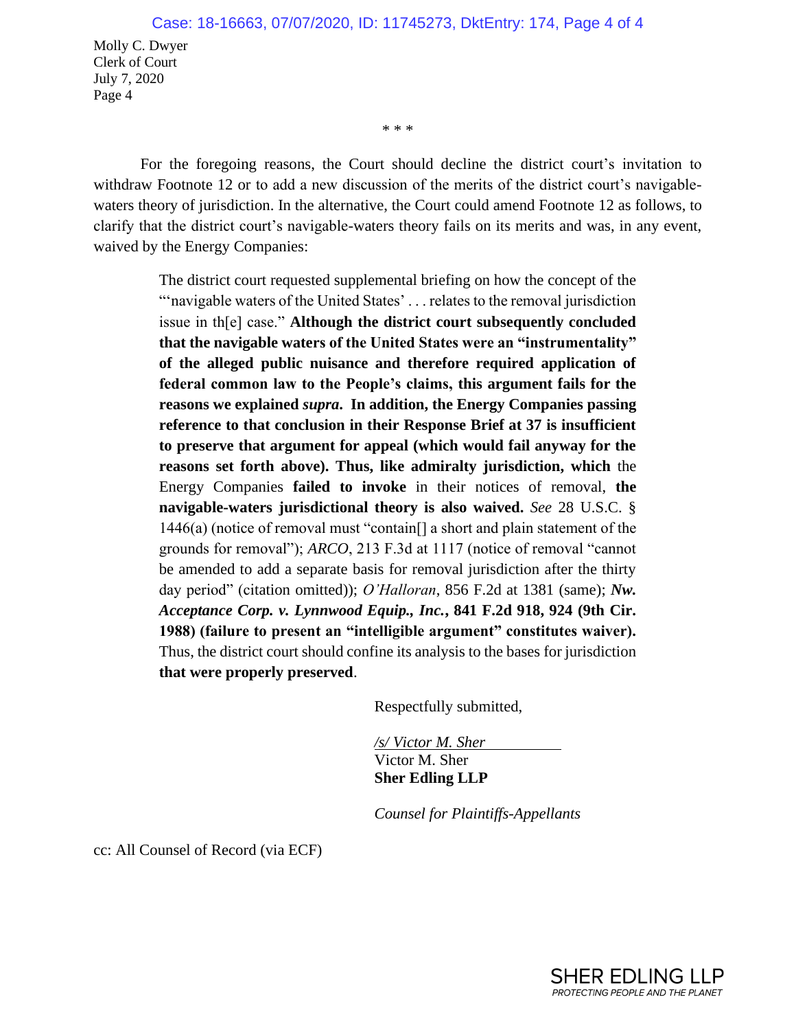Molly C. Dwyer
Clerk of Court
July 7, 2020
Page 4

\* \* \*

For the foregoing reasons, the Court should decline the district court's invitation to withdraw Footnote 12 or to add a new discussion of the merits of the district court's navigable-waters theory of jurisdiction. In the alternative, the Court could amend Footnote 12 as follows, to clarify that the district court's navigable-waters theory fails on its merits and was, in any event, waived by the Energy Companies:

> The district court requested supplemental briefing on how the concept of the "'navigable waters of the United States' . . . relates to the removal jurisdiction issue in th[e] case." **Although the district court subsequently concluded that the navigable waters of the United States were an "instrumentality" of the alleged public nuisance and therefore required application of federal common law to the People's claims, this argument fails for the reasons we explained *supra*. In addition, the Energy Companies passing reference to that conclusion in their Response Brief at 37 is insufficient to preserve that argument for appeal (which would fail anyway for the reasons set forth above). Thus, like admiralty jurisdiction, which** the Energy Companies **failed to invoke** in their notices of removal, **the navigable-waters jurisdictional theory is also waived.** *See* 28 U.S.C. § 1446(a) (notice of removal must "contain[] a short and plain statement of the grounds for removal"); *ARCO*, 213 F.3d at 1117 (notice of removal "cannot be amended to add a separate basis for removal jurisdiction after the thirty day period" (citation omitted)); *O'Halloran*, 856 F.2d at 1381 (same); ***Nw. Acceptance Corp. v. Lynnwood Equip., Inc.*, 841 F.2d 918, 924 (9th Cir. 1988) (failure to present an "intelligible argument" constitutes waiver).** Thus, the district court should confine its analysis to the bases for jurisdiction **that were properly preserved**.

Respectfully submitted,

*/s/ Victor M. Sher*
Victor M. Sher
**Sher Edling LLP**

*Counsel for Plaintiffs-Appellants*

cc: All Counsel of Record (via ECF)

SHER EDLING LLP
*PROTECTING PEOPLE AND THE PLANET*